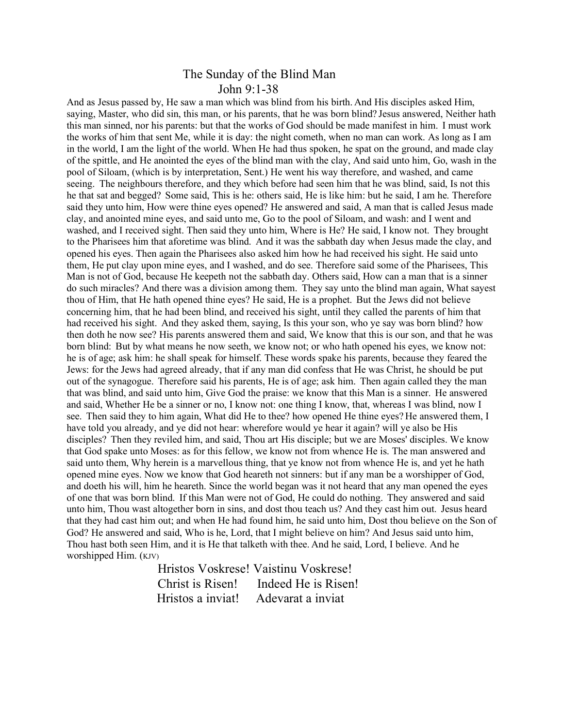# The Sunday of the Blind Man

## John 9:1-38

And as Jesus passed by, He saw a man which was blind from his birth. And His disciples asked Him, saying, Master, who did sin, this man, or his parents, that he was born blind? Jesus answered, Neither hath this man sinned, nor his parents: but that the works of God should be made manifest in him. I must work the works of him that sent Me, while it is day: the night cometh, when no man can work. As long as I am in the world, I am the light of the world. When He had thus spoken, he spat on the ground, and made clay of the spittle, and He anointed the eyes of the blind man with the clay, And said unto him, Go, wash in the pool of Siloam, (which is by interpretation, Sent.) He went his way therefore, and washed, and came seeing. The neighbours therefore, and they which before had seen him that he was blind, said, Is not this he that sat and begged? Some said, This is he: others said, He is like him: but he said, I am he. Therefore said they unto him, How were thine eyes opened? He answered and said, A man that is called Jesus made clay, and anointed mine eyes, and said unto me, Go to the pool of Siloam, and wash: and I went and washed, and I received sight. Then said they unto him, Where is He? He said, I know not. They brought to the Pharisees him that aforetime was blind. And it was the sabbath day when Jesus made the clay, and opened his eyes. Then again the Pharisees also asked him how he had received his sight. He said unto them, He put clay upon mine eyes, and I washed, and do see. Therefore said some of the Pharisees, This Man is not of God, because He keepeth not the sabbath day. Others said, How can a man that is a sinner do such miracles? And there was a division among them. They say unto the blind man again, What sayest thou of Him, that He hath opened thine eyes? He said, He is a prophet. But the Jews did not believe concerning him, that he had been blind, and received his sight, until they called the parents of him that had received his sight. And they asked them, saying, Is this your son, who ye say was born blind? how then doth he now see? His parents answered them and said, We know that this is our son, and that he was born blind: But by what means he now seeth, we know not; or who hath opened his eyes, we know not: he is of age; ask him: he shall speak for himself. These words spake his parents, because they feared the Jews: for the Jews had agreed already, that if any man did confess that He was Christ, he should be put out of the synagogue. Therefore said his parents, He is of age; ask him. Then again called they the man that was blind, and said unto him, Give God the praise: we know that this Man is a sinner. He answered and said, Whether He be a sinner or no, I know not: one thing I know, that, whereas I was blind, now I see. Then said they to him again, What did He to thee? how opened He thine eyes? He answered them, I have told you already, and ye did not hear: wherefore would ye hear it again? will ye also be His disciples? Then they reviled him, and said, Thou art His disciple; but we are Moses' disciples. We know that God spake unto Moses: as for this fellow, we know not from whence He is. The man answered and said unto them, Why herein is a marvellous thing, that ye know not from whence He is, and yet he hath opened mine eyes. Now we know that God heareth not sinners: but if any man be a worshipper of God, and doeth his will, him he heareth. Since the world began was it not heard that any man opened the eyes of one that was born blind. If this Man were not of God, He could do nothing. They answered and said unto him, Thou wast altogether born in sins, and dost thou teach us? And they cast him out. Jesus heard that they had cast him out; and when He had found him, he said unto him, Dost thou believe on the Son of God? He answered and said, Who is he, Lord, that I might believe on him? And Jesus said unto him, Thou hast both seen Him, and it is He that talketh with thee. And he said, Lord, I believe. And he worshipped Him. (KJV)

Hristos Voskrese! Vaistinu Voskrese!
Christ is Risen! Indeed He is Risen!
Hristos a inviat! Adevarat a inviat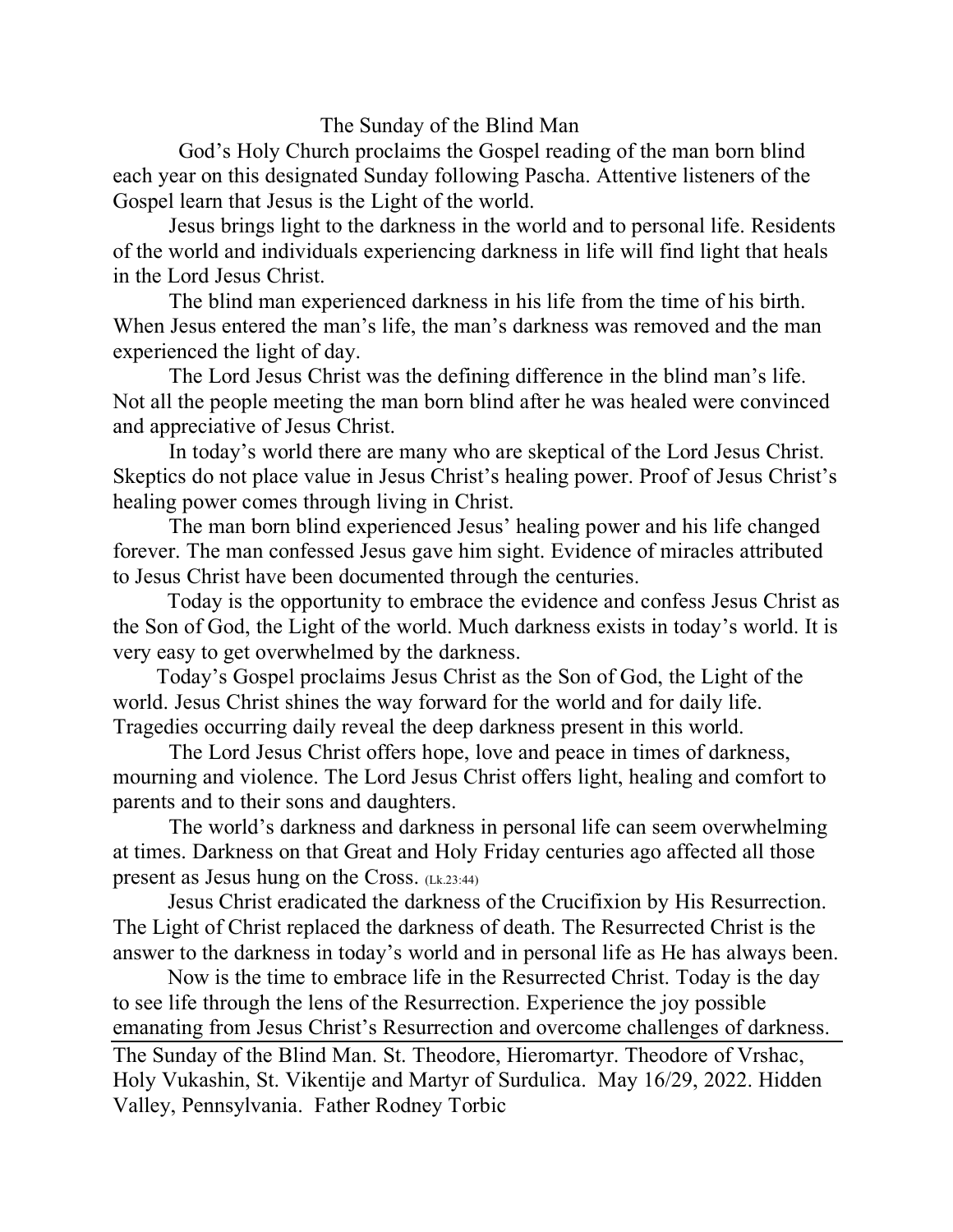# The Sunday of the Blind Man

God's Holy Church proclaims the Gospel reading of the man born blind each year on this designated Sunday following Pascha. Attentive listeners of the Gospel learn that Jesus is the Light of the world.

Jesus brings light to the darkness in the world and to personal life. Residents of the world and individuals experiencing darkness in life will find light that heals in the Lord Jesus Christ.

The blind man experienced darkness in his life from the time of his birth. When Jesus entered the man's life, the man's darkness was removed and the man experienced the light of day.

The Lord Jesus Christ was the defining difference in the blind man's life. Not all the people meeting the man born blind after he was healed were convinced and appreciative of Jesus Christ.

In today's world there are many who are skeptical of the Lord Jesus Christ. Skeptics do not place value in Jesus Christ's healing power. Proof of Jesus Christ's healing power comes through living in Christ.

The man born blind experienced Jesus' healing power and his life changed forever. The man confessed Jesus gave him sight. Evidence of miracles attributed to Jesus Christ have been documented through the centuries.

Today is the opportunity to embrace the evidence and confess Jesus Christ as the Son of God, the Light of the world. Much darkness exists in today's world. It is very easy to get overwhelmed by the darkness.

Today's Gospel proclaims Jesus Christ as the Son of God, the Light of the world. Jesus Christ shines the way forward for the world and for daily life. Tragedies occurring daily reveal the deep darkness present in this world.

The Lord Jesus Christ offers hope, love and peace in times of darkness, mourning and violence. The Lord Jesus Christ offers light, healing and comfort to parents and to their sons and daughters.

The world's darkness and darkness in personal life can seem overwhelming at times. Darkness on that Great and Holy Friday centuries ago affected all those present as Jesus hung on the Cross. (Lk.23:44)

Jesus Christ eradicated the darkness of the Crucifixion by His Resurrection. The Light of Christ replaced the darkness of death. The Resurrected Christ is the answer to the darkness in today's world and in personal life as He has always been.

Now is the time to embrace life in the Resurrected Christ. Today is the day to see life through the lens of the Resurrection. Experience the joy possible emanating from Jesus Christ's Resurrection and overcome challenges of darkness.

---

The Sunday of the Blind Man. St. Theodore, Hieromartyr. Theodore of Vrshac, Holy Vukashin, St. Vikentije and Martyr of Surdulica. May 16/29, 2022. Hidden Valley, Pennsylvania. Father Rodney Torbic